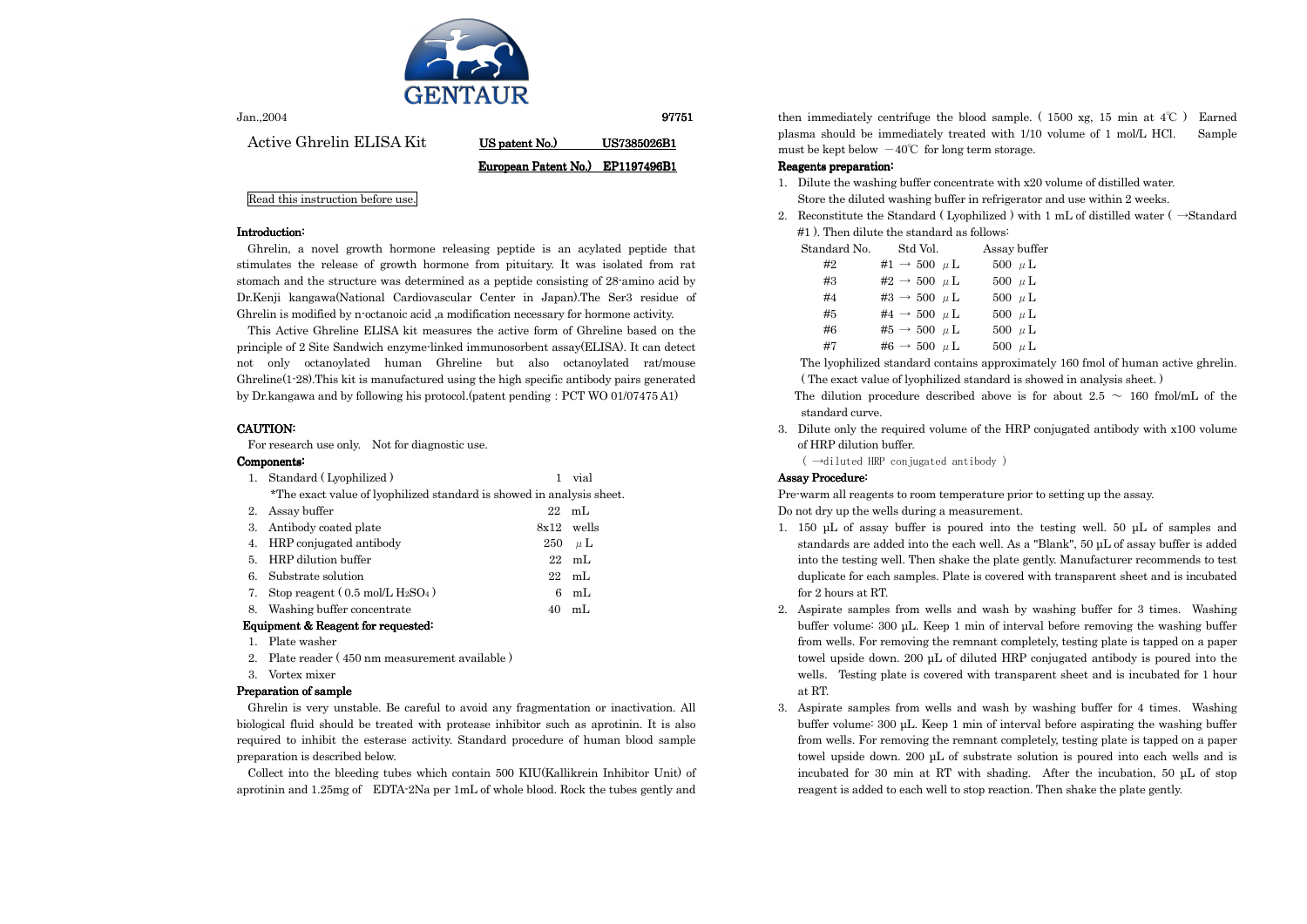GENTAUR

Jan.,2004 97751

# Active Ghrelin ELISA Kit

**US patent No.) US7385026B1**

**European Patent No.) EP1197496B1**

Read this instruction before use.

## Introduction:

Ghrelin, a novel growth hormone releasing peptide is an acylated peptide that stimulates the release of growth hormone from pituitary. It was isolated from rat stomach and the structure was determined as a peptide consisting of 28-amino acid by Dr.Kenji kangawa(National Cardiovascular Center in Japan).The Ser3 residue of Ghrelin is modified by n-octanoic acid ,a modification necessary for hormone activity.

This Active Ghreline ELISA kit measures the active form of Ghreline based on the principle of 2 Site Sandwich enzyme-linked immunosorbent assay(ELISA). It can detect not only octanoylated human Ghreline but also octanoylated rat/mouse Ghreline(1-28).This kit is manufactured using the high specific antibody pairs generated by Dr.kangawa and by following his protocol.(patent pending : PCT WO 01/07475 A1)

## CAUTION:

For research use only. Not for diagnostic use.

## Components:

1. Standard ( Lyophilized ) 1 vial
   *The exact value of lyophilized standard is showed in analysis sheet.
2. Assay buffer 22 mL
3. Antibody coated plate 8x12 wells
4. HRP conjugated antibody 250 μL
5. HRP dilution buffer 22 mL
6. Substrate solution 22 mL
7. Stop reagent ( 0.5 mol/L $H_2SO_4$ ) 6 mL
8. Washing buffer concentrate 40 mL

**Equipment & Reagent for requested:**

1. Plate washer
2. Plate reader ( 450 nm measurement available )
3. Vortex mixer

## Preparation of sample

Ghrelin is very unstable. Be careful to avoid any fragmentation or inactivation. All biological fluid should be treated with protease inhibitor such as aprotinin. It is also required to inhibit the esterase activity. Standard procedure of human blood sample preparation is described below.

Collect into the bleeding tubes which contain 500 KIU(Kallikrein Inhibitor Unit) of aprotinin and 1.25mg of EDTA-2Na per 1mL of whole blood. Rock the tubes gently and then immediately centrifuge the blood sample. ( 1500 xg, 15 min at 4℃ ) Earned plasma should be immediately treated with 1/10 volume of 1 mol/L HCl. Sample must be kept below −40℃ for long term storage.

## Reagents preparation:

1. Dilute the washing buffer concentrate with x20 volume of distilled water.
   Store the diluted washing buffer in refrigerator and use within 2 weeks.
2. Reconstitute the Standard ( Lyophilized ) with 1 mL of distilled water ( →Standard #1 ). Then dilute the standard as follows:

| Standard No. | Std Vol. | Assay buffer |
|---|---|---|
| #2 | #1 → 500 μL | 500 μL |
| #3 | #2 → 500 μL | 500 μL |
| #4 | #3 → 500 μL | 500 μL |
| #5 | #4 → 500 μL | 500 μL |
| #6 | #5 → 500 μL | 500 μL |
| #7 | #6 → 500 μL | 500 μL |

   The lyophilized standard contains approximately 160 fmol of human active ghrelin. ( The exact value of lyophilized standard is showed in analysis sheet. )
   
   The dilution procedure described above is for about 2.5 ~ 160 fmol/mL of the standard curve.
3. Dilute only the required volume of the HRP conjugated antibody with x100 volume of HRP dilution buffer.
   ( →diluted HRP conjugated antibody )

## Assay Procedure:

Pre-warm all reagents to room temperature prior to setting up the assay.

Do not dry up the wells during a measurement.

1. 150 μL of assay buffer is poured into the testing well. 50 μL of samples and standards are added into the each well. As a "Blank", 50 μL of assay buffer is added into the testing well. Then shake the plate gently. Manufacturer recommends to test duplicate for each samples. Plate is covered with transparent sheet and is incubated for 2 hours at RT.
2. Aspirate samples from wells and wash by washing buffer for 3 times. Washing buffer volume: 300 μL. Keep 1 min of interval before removing the washing buffer from wells. For removing the remnant completely, testing plate is tapped on a paper towel upside down. 200 μL of diluted HRP conjugated antibody is poured into the wells. Testing plate is covered with transparent sheet and is incubated for 1 hour at RT.
3. Aspirate samples from wells and wash by washing buffer for 4 times. Washing buffer volume: 300 μL. Keep 1 min of interval before aspirating the washing buffer from wells. For removing the remnant completely, testing plate is tapped on a paper towel upside down. 200 μL of substrate solution is poured into each wells and is incubated for 30 min at RT with shading. After the incubation, 50 μL of stop reagent is added to each well to stop reaction. Then shake the plate gently.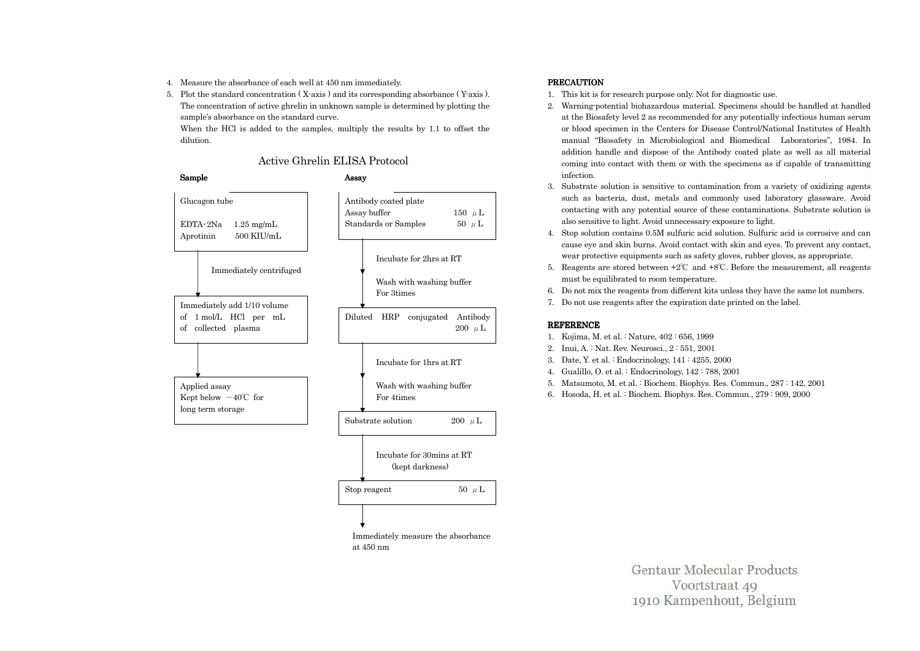4. Measure the absorbance of each well at 450 nm immediately.
5. Plot the standard concentration ( X-axis ) and its corresponding absorbance ( Y-axis ). The concentration of active ghrelin in unknown sample is determined by plotting the sample's absorbance on the standard curve.
   When the HCl is added to the samples, multiply the results by 1.1 to offset the dilution.

## Active Ghrelin ELISA Protocol

**Sample**

Glucagon tube

EDTA･2Na 1.25 mg/mL
Aprotinin 500 KIU/mL

↓ Immediately centrifuged

Immediately add 1/10 volume of 1 mol/L HCl per mL of collected plasma

↓

Applied assay
Kept below −40℃ for long term storage

**Assay**

Antibody coated plate
Assay buffer 150 μL
Standards or Samples 50 μL

↓ Incubate for 2hrs at RT
Wash with washing buffer For 3times

Diluted HRP conjugated Antibody 200 μL

↓ Incubate for 1hrs at RT
Wash with washing buffer For 4times

Substrate solution 200 μL

↓ Incubate for 30mins at RT (kept darkness)

Stop reagent 50 μL

↓

Immediately measure the absorbance at 450 nm

**PRECAUTION**

1. This kit is for research purpose only. Not for diagnostic use.
2. Warning-potential biohazardous material. Specimens should be handled at handled at the Biosafety level 2 as recommended for any potentially infectious human serum or blood specimen in the Centers for Disease Control/National Institutes of Health manual "Biosafety in Microbiological and Biomedical Laboratories", 1984. In addition handle and dispose of the Antibody coated plate as well as all material coming into contact with them or with the specimens as if capable of transmitting infection.
3. Substrate solution is sensitive to contamination from a variety of oxidizing agents such as bacteria, dust, metals and commonly used laboratory glassware. Avoid contacting with any potential source of these contaminations. Substrate solution is also sensitive to light. Avoid unnecessary exposure to light.
4. Stop solution contains 0.5M sulfuric acid solution. Sulfuric acid is corrosive and can cause eye and skin burns. Avoid contact with skin and eyes. To prevent any contact, wear protective equipments such as safety gloves, rubber gloves, as appropriate.
5. Reagents are stored between +2℃ and +8℃. Before the measurement, all reagents must be equilibrated to room temperature.
6. Do not mix the reagents from different kits unless they have the same lot numbers.
7. Do not use reagents after the expiration date printed on the label.

**REFERENCE**

1. Kojima, M. et al. : Nature, 402 : 656, 1999
2. Inui, A. : Nat. Rev. Neurosci., 2 : 551, 2001
3. Date, Y. et al. : Endocrinology, 141 : 4255, 2000
4. Gualillo, O. et al. : Endocrinology, 142 : 788, 2001
5. Matsumoto, M. et al. : Biochem. Biophys. Res. Commun., 287 : 142, 2001
6. Hosoda, H. et al. : Biochem. Biophys. Res. Commun., 279 : 909, 2000

Gentaur Molecular Products
Voortstraat 49
1910 Kampenhout, Belgium